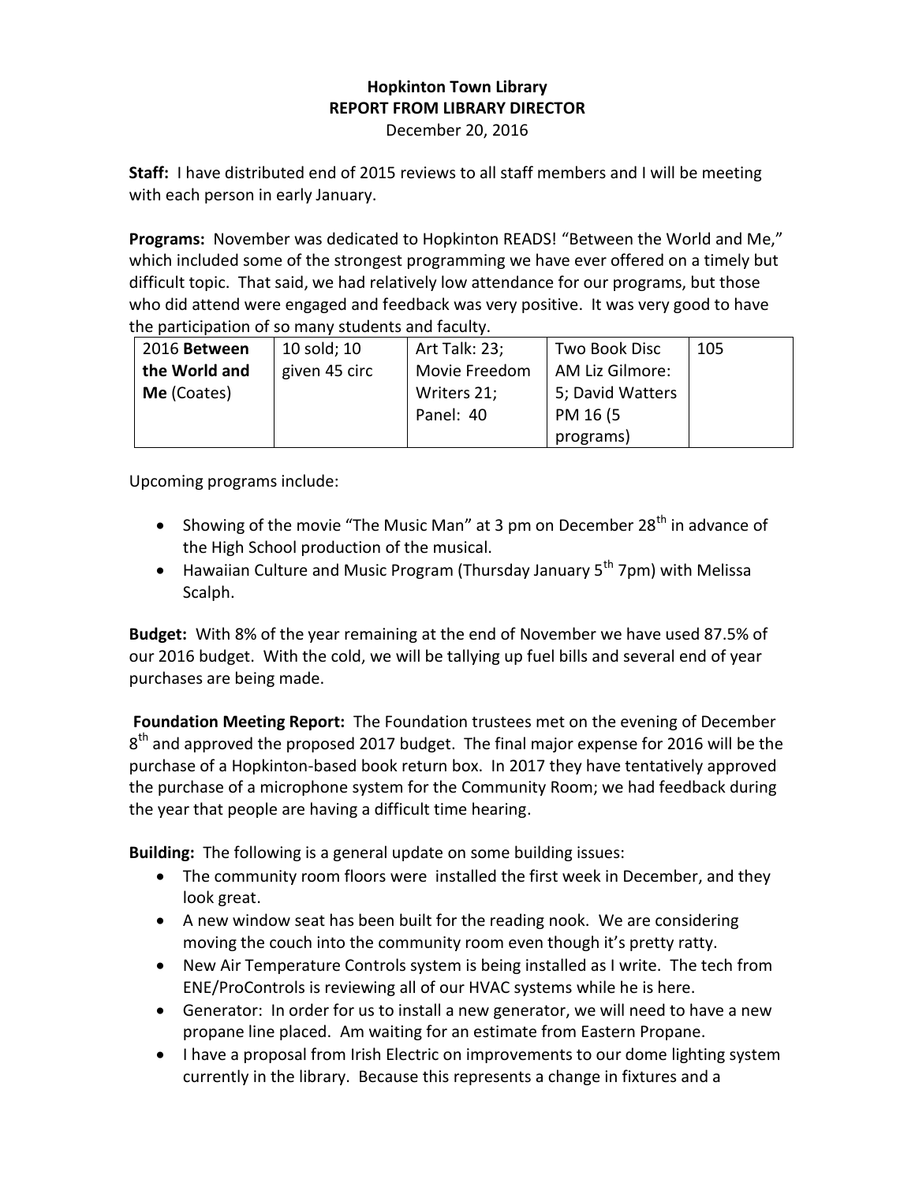**Hopkinton Town Library**
**REPORT FROM LIBRARY DIRECTOR**
December 20, 2016

**Staff:** I have distributed end of 2015 reviews to all staff members and I will be meeting with each person in early January.

**Programs:** November was dedicated to Hopkinton READS! "Between the World and Me," which included some of the strongest programming we have ever offered on a timely but difficult topic. That said, we had relatively low attendance for our programs, but those who did attend were engaged and feedback was very positive. It was very good to have the participation of so many students and faculty.

| 2016 **Between the World and Me** (Coates) | 10 sold; 10 given 45 circ | Art Talk: 23; Movie Freedom Writers 21; Panel: 40 | Two Book Disc AM Liz Gilmore: 5; David Watters PM 16 (5 programs) | 105 |
|---|---|---|---|---|

Upcoming programs include:

- Showing of the movie "The Music Man" at 3 pm on December 28th in advance of the High School production of the musical.
- Hawaiian Culture and Music Program (Thursday January 5th 7pm) with Melissa Scalph.

**Budget:** With 8% of the year remaining at the end of November we have used 87.5% of our 2016 budget. With the cold, we will be tallying up fuel bills and several end of year purchases are being made.

**Foundation Meeting Report:** The Foundation trustees met on the evening of December 8th and approved the proposed 2017 budget. The final major expense for 2016 will be the purchase of a Hopkinton-based book return box. In 2017 they have tentatively approved the purchase of a microphone system for the Community Room; we had feedback during the year that people are having a difficult time hearing.

**Building:** The following is a general update on some building issues:

- The community room floors were installed the first week in December, and they look great.
- A new window seat has been built for the reading nook. We are considering moving the couch into the community room even though it's pretty ratty.
- New Air Temperature Controls system is being installed as I write. The tech from ENE/ProControls is reviewing all of our HVAC systems while he is here.
- Generator: In order for us to install a new generator, we will need to have a new propane line placed. Am waiting for an estimate from Eastern Propane.
- I have a proposal from Irish Electric on improvements to our dome lighting system currently in the library. Because this represents a change in fixtures and a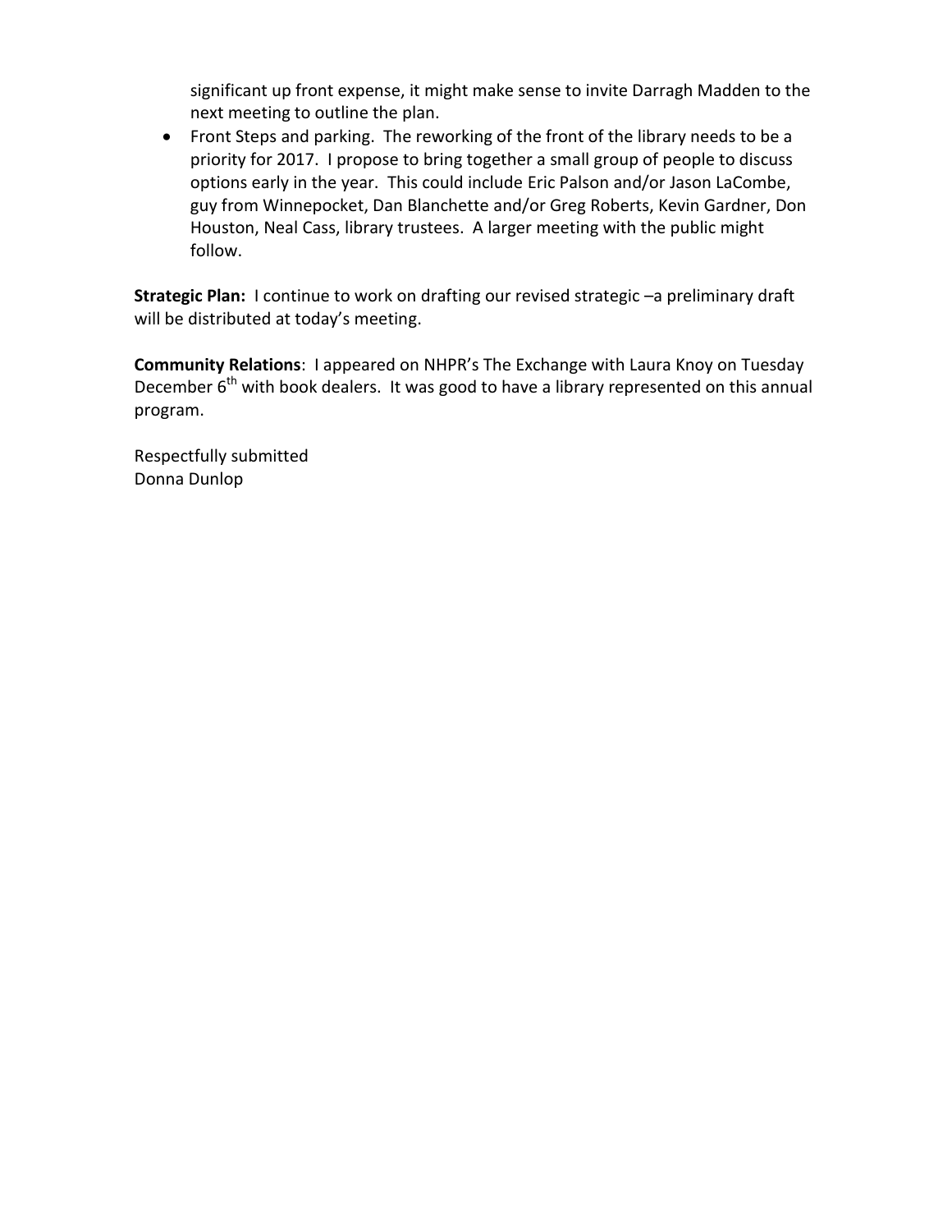significant up front expense, it might make sense to invite Darragh Madden to the next meeting to outline the plan.

- Front Steps and parking. The reworking of the front of the library needs to be a priority for 2017. I propose to bring together a small group of people to discuss options early in the year. This could include Eric Palson and/or Jason LaCombe, guy from Winnepocket, Dan Blanchette and/or Greg Roberts, Kevin Gardner, Don Houston, Neal Cass, library trustees. A larger meeting with the public might follow.

**Strategic Plan:** I continue to work on drafting our revised strategic –a preliminary draft will be distributed at today's meeting.

**Community Relations**: I appeared on NHPR's The Exchange with Laura Knoy on Tuesday December 6th with book dealers. It was good to have a library represented on this annual program.

Respectfully submitted
Donna Dunlop